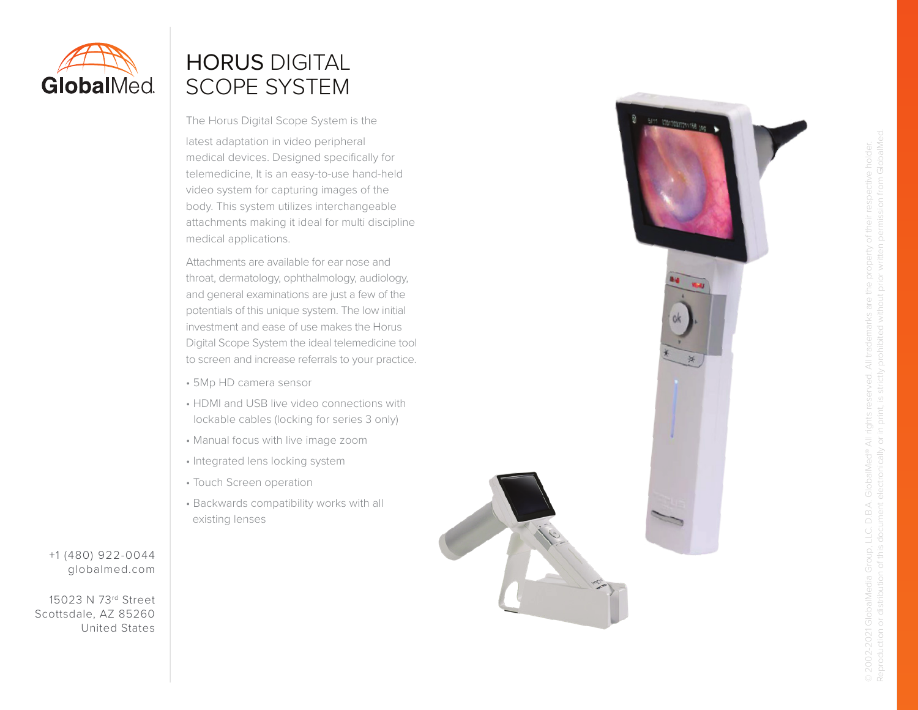GlobalMed.

# HORUS DIGITAL SCOPE SYSTEM

The Horus Digital Scope System is the latest adaptation in video peripheral medical devices. Designed specifically for telemedicine, It is an easy-to-use hand-held video system for capturing images of the body. This system utilizes interchangeable attachments making it ideal for multi discipline medical applications.

Attachments are available for ear nose and throat, dermatology, ophthalmology, audiology, and general examinations are just a few of the potentials of this unique system. The low initial investment and ease of use makes the Horus Digital Scope System the ideal telemedicine tool to screen and increase referrals to your practice.

- 5Mp HD camera sensor
- HDMI and USB live video connections with lockable cables (locking for series 3 only)
- Manual focus with live image zoom
- Integrated lens locking system
- Touch Screen operation
- Backwards compatibility works with all existing lenses

+1 (480) 922-0044
globalmed.com

15023 N 73rd Street
Scottsdale, AZ 85260
United States

© 2002-2021 GlobalMedia Group, LLC. D.B.A. GlobalMed® All rights reserved. All trademarks are the property of their respective holder. Reproduction or distribution of this document electronically or in print, is strictly prohibited without prior written permission from GlobalMed.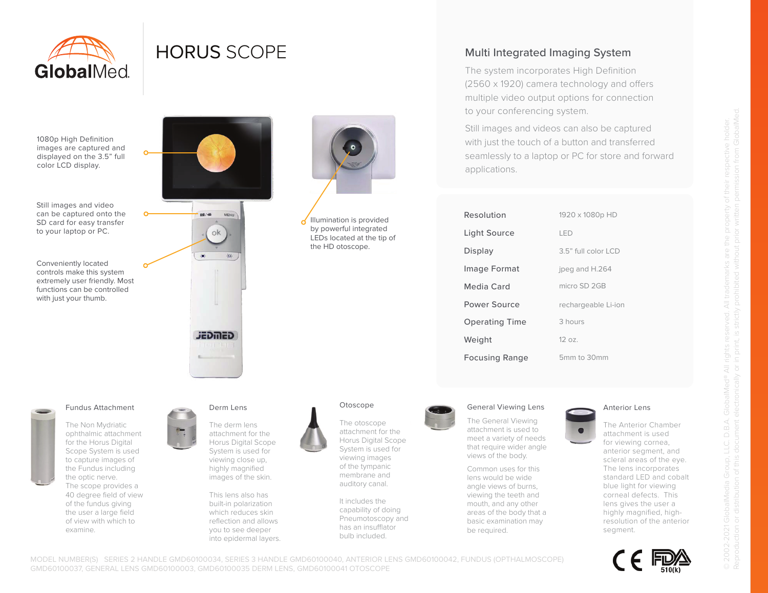# HORUS SCOPE

GlobalMed.

1080p High Definition images are captured and displayed on the 3.5" full color LCD display.

Still images and video can be captured onto the SD card for easy transfer to your laptop or PC.

Conveniently located controls make this system extremely user friendly. Most functions can be controlled with just your thumb.

Illumination is provided by powerful integrated LEDs located at the tip of the HD otoscope.

## Multi Integrated Imaging System

The system incorporates High Definition (2560 x 1920) camera technology and offers multiple video output options for connection to your conferencing system.

Still images and videos can also be captured with just the touch of a button and transferred seamlessly to a laptop or PC for store and forward applications.

| | |
|---|---|
| Resolution | 1920 x 1080p HD |
| Light Source | LED |
| Display | 3.5" full color LCD |
| Image Format | jpeg and H.264 |
| Media Card | micro SD 2GB |
| Power Source | rechargeable Li-ion |
| Operating Time | 3 hours |
| Weight | 12 oz. |
| Focusing Range | 5mm to 30mm |

### Fundus Attachment

The Non Mydriatic ophthalmic attachment for the Horus Digital Scope System is used to capture images of the Fundus including the optic nerve. The scope provides a 40 degree field of view of the fundus giving the user a large field of view with which to examine.

### Derm Lens

The derm lens attachment for the Horus Digital Scope System is used for viewing close up, highly magnified images of the skin.

This lens also has built-in polarization which reduces skin reflection and allows you to see deeper into epidermal layers.

### Otoscope

The otoscope attachment for the Horus Digital Scope System is used for viewing images of the tympanic membrane and auditory canal.

It includes the capability of doing Pneumotoscopy and has an insufflator bulb included.

### General Viewing Lens

The General Viewing attachment is used to meet a variety of needs that require wider angle views of the body.

Common uses for this lens would be wide angle views of burns, viewing the teeth and mouth, and any other areas of the body that a basic examination may be required.

### Anterior Lens

The Anterior Chamber attachment is used for viewing cornea, anterior segment, and scleral areas of the eye. The lens incorporates standard LED and cobalt blue light for viewing corneal defects. This lens gives the user a highly magnified, high-resolution of the anterior segment.

MODEL NUMBER(S) SERIES 2 HANDLE GMD60100034, SERIES 3 HANDLE GMD60100040, ANTERIOR LENS GMD60100042, FUNDUS (OPTHALMOSCOPE) GMD60100037, GENERAL LENS GMD60100003, GMD60100035 DERM LENS, GMD60100041 OTOSCOPE

CE FDA 510(k)

© 2002-2021 GlobalMedia Group, LLC. D.B.A. GlobalMed® All rights reserved. All trademarks are the property of their respective holder. Reproduction or distribution of this document electronically or in print, is strictly prohibited without prior written permission from GlobalMed.